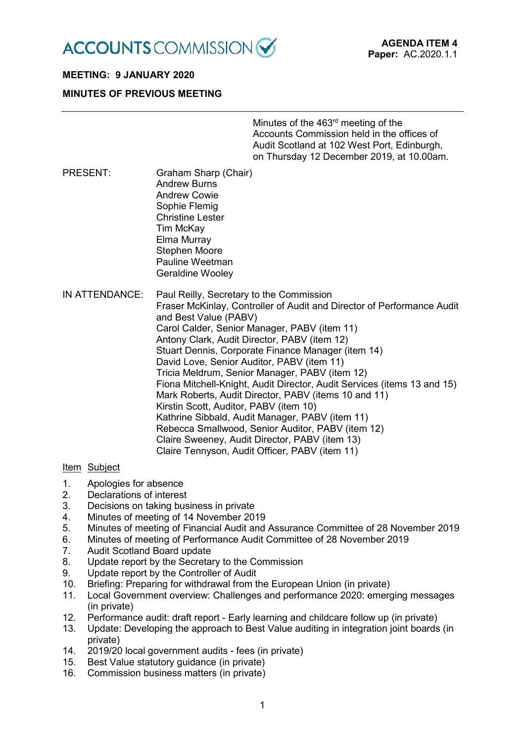ACCOUNTS COMMISSION

**AGENDA ITEM 4**
**Paper:** AC.2020.1.1

**MEETING: 9 JANUARY 2020**

**MINUTES OF PREVIOUS MEETING**

---

Minutes of the 463rd meeting of the Accounts Commission held in the offices of Audit Scotland at 102 West Port, Edinburgh, on Thursday 12 December 2019, at 10.00am.

PRESENT:

Graham Sharp (Chair)
Andrew Burns
Andrew Cowie
Sophie Flemig
Christine Lester
Tim McKay
Elma Murray
Stephen Moore
Pauline Weetman
Geraldine Wooley

IN ATTENDANCE:

Paul Reilly, Secretary to the Commission
Fraser McKinlay, Controller of Audit and Director of Performance Audit and Best Value (PABV)
Carol Calder, Senior Manager, PABV (item 11)
Antony Clark, Audit Director, PABV (item 12)
Stuart Dennis, Corporate Finance Manager (item 14)
David Love, Senior Auditor, PABV (item 11)
Tricia Meldrum, Senior Manager, PABV (item 12)
Fiona Mitchell-Knight, Audit Director, Audit Services (items 13 and 15)
Mark Roberts, Audit Director, PABV (items 10 and 11)
Kirstin Scott, Auditor, PABV (item 10)
Kathrine Sibbald, Audit Manager, PABV (item 11)
Rebecca Smallwood, Senior Auditor, PABV (item 12)
Claire Sweeney, Audit Director, PABV (item 13)
Claire Tennyson, Audit Officer, PABV (item 11)

<u>Item</u> <u>Subject</u>

1. Apologies for absence
2. Declarations of interest
3. Decisions on taking business in private
4. Minutes of meeting of 14 November 2019
5. Minutes of meeting of Financial Audit and Assurance Committee of 28 November 2019
6. Minutes of meeting of Performance Audit Committee of 28 November 2019
7. Audit Scotland Board update
8. Update report by the Secretary to the Commission
9. Update report by the Controller of Audit
10. Briefing: Preparing for withdrawal from the European Union (in private)
11. Local Government overview: Challenges and performance 2020: emerging messages (in private)
12. Performance audit: draft report - Early learning and childcare follow up (in private)
13. Update: Developing the approach to Best Value auditing in integration joint boards (in private)
14. 2019/20 local government audits - fees (in private)
15. Best Value statutory guidance (in private)
16. Commission business matters (in private)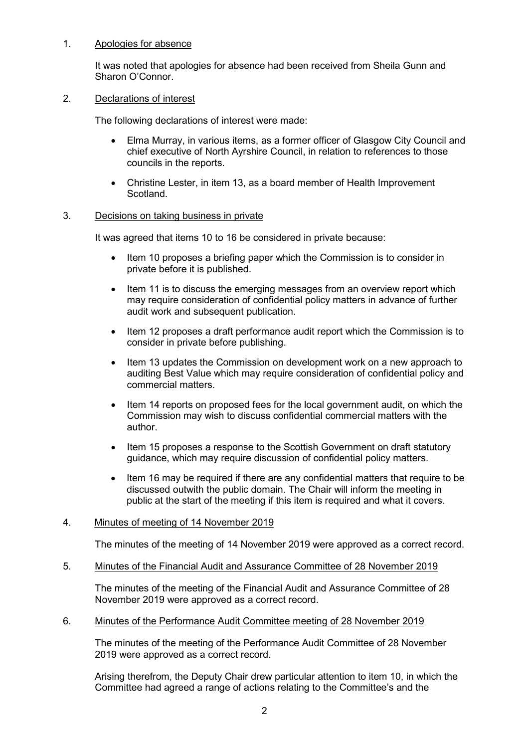1. Apologies for absence

   It was noted that apologies for absence had been received from Sheila Gunn and Sharon O'Connor.

2. Declarations of interest

   The following declarations of interest were made:

   - Elma Murray, in various items, as a former officer of Glasgow City Council and chief executive of North Ayrshire Council, in relation to references to those councils in the reports.

   - Christine Lester, in item 13, as a board member of Health Improvement Scotland.

3. Decisions on taking business in private

   It was agreed that items 10 to 16 be considered in private because:

   - Item 10 proposes a briefing paper which the Commission is to consider in private before it is published.

   - Item 11 is to discuss the emerging messages from an overview report which may require consideration of confidential policy matters in advance of further audit work and subsequent publication.

   - Item 12 proposes a draft performance audit report which the Commission is to consider in private before publishing.

   - Item 13 updates the Commission on development work on a new approach to auditing Best Value which may require consideration of confidential policy and commercial matters.

   - Item 14 reports on proposed fees for the local government audit, on which the Commission may wish to discuss confidential commercial matters with the author.

   - Item 15 proposes a response to the Scottish Government on draft statutory guidance, which may require discussion of confidential policy matters.

   - Item 16 may be required if there are any confidential matters that require to be discussed outwith the public domain. The Chair will inform the meeting in public at the start of the meeting if this item is required and what it covers.

4. Minutes of meeting of 14 November 2019

   The minutes of the meeting of 14 November 2019 were approved as a correct record.

5. Minutes of the Financial Audit and Assurance Committee of 28 November 2019

   The minutes of the meeting of the Financial Audit and Assurance Committee of 28 November 2019 were approved as a correct record.

6. Minutes of the Performance Audit Committee meeting of 28 November 2019

   The minutes of the meeting of the Performance Audit Committee of 28 November 2019 were approved as a correct record.

   Arising therefrom, the Deputy Chair drew particular attention to item 10, in which the Committee had agreed a range of actions relating to the Committee's and the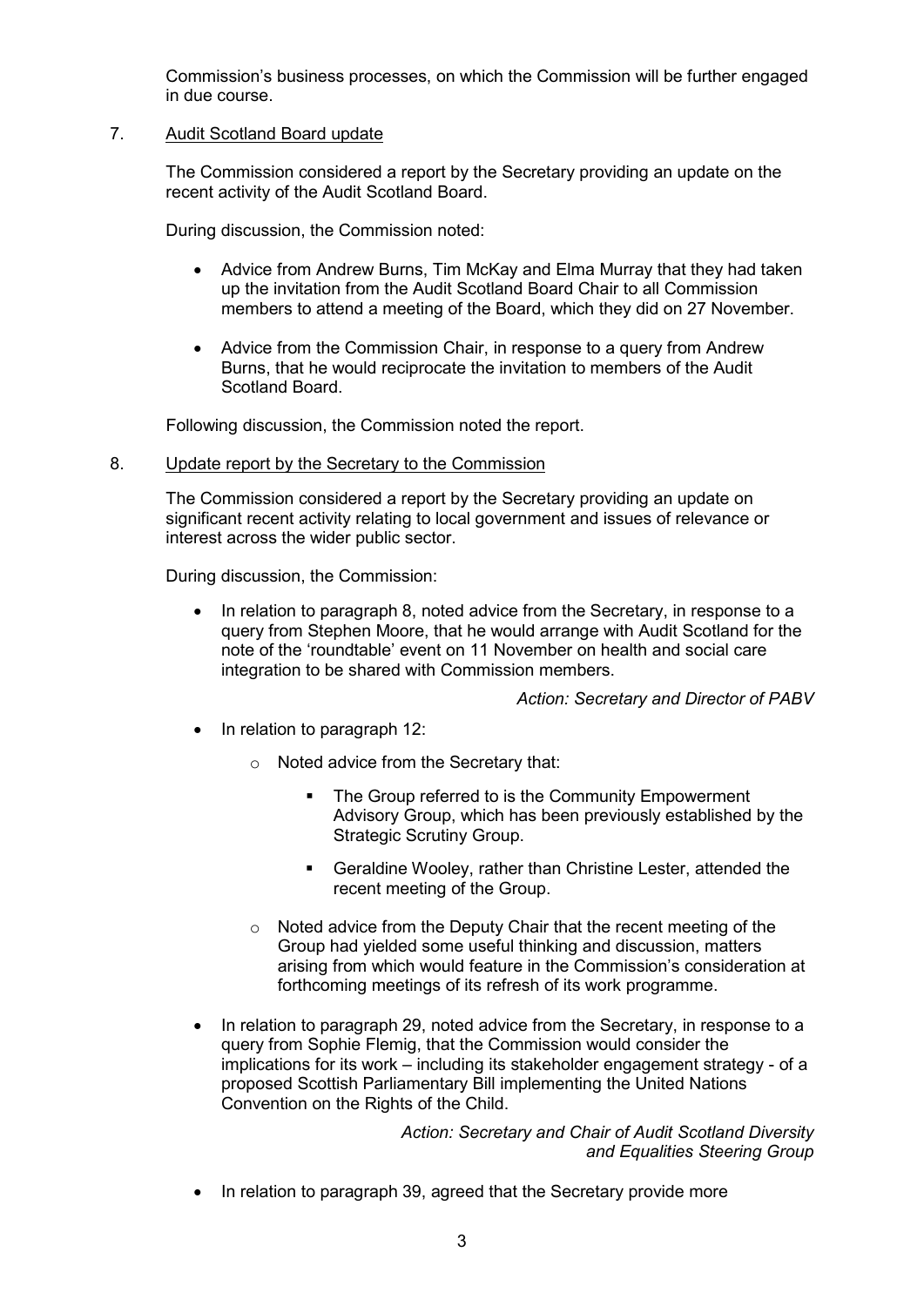Commission's business processes, on which the Commission will be further engaged in due course.

7. Audit Scotland Board update

The Commission considered a report by the Secretary providing an update on the recent activity of the Audit Scotland Board.

During discussion, the Commission noted:

- Advice from Andrew Burns, Tim McKay and Elma Murray that they had taken up the invitation from the Audit Scotland Board Chair to all Commission members to attend a meeting of the Board, which they did on 27 November.

- Advice from the Commission Chair, in response to a query from Andrew Burns, that he would reciprocate the invitation to members of the Audit Scotland Board.

Following discussion, the Commission noted the report.

8. Update report by the Secretary to the Commission

The Commission considered a report by the Secretary providing an update on significant recent activity relating to local government and issues of relevance or interest across the wider public sector.

During discussion, the Commission:

- In relation to paragraph 8, noted advice from the Secretary, in response to a query from Stephen Moore, that he would arrange with Audit Scotland for the note of the 'roundtable' event on 11 November on health and social care integration to be shared with Commission members.

  *Action: Secretary and Director of PABV*

- In relation to paragraph 12:

  - Noted advice from the Secretary that:

    - The Group referred to is the Community Empowerment Advisory Group, which has been previously established by the Strategic Scrutiny Group.

    - Geraldine Wooley, rather than Christine Lester, attended the recent meeting of the Group.

  - Noted advice from the Deputy Chair that the recent meeting of the Group had yielded some useful thinking and discussion, matters arising from which would feature in the Commission's consideration at forthcoming meetings of its refresh of its work programme.

- In relation to paragraph 29, noted advice from the Secretary, in response to a query from Sophie Flemig, that the Commission would consider the implications for its work – including its stakeholder engagement strategy - of a proposed Scottish Parliamentary Bill implementing the United Nations Convention on the Rights of the Child.

  *Action: Secretary and Chair of Audit Scotland Diversity and Equalities Steering Group*

- In relation to paragraph 39, agreed that the Secretary provide more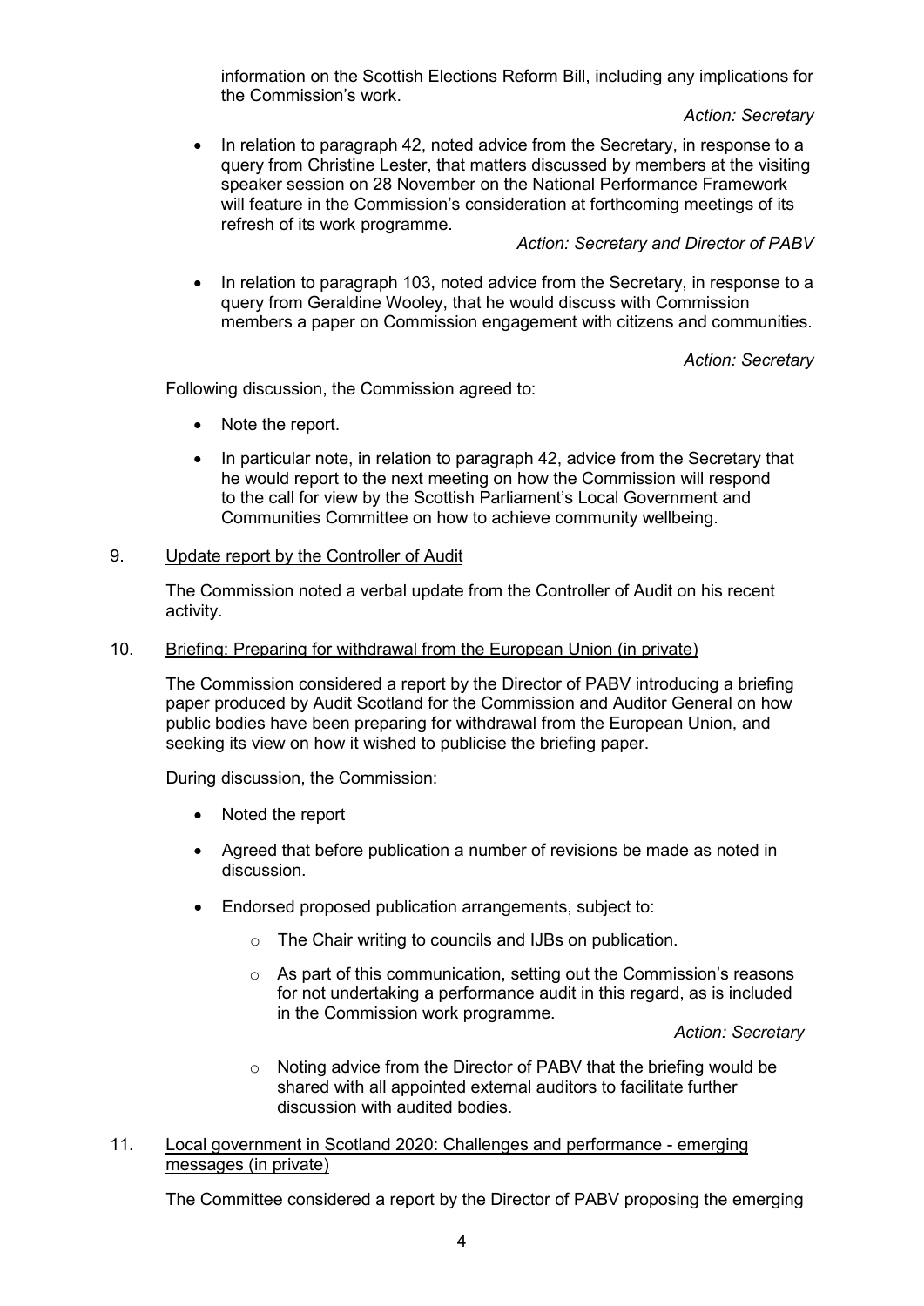information on the Scottish Elections Reform Bill, including any implications for the Commission's work.

*Action: Secretary*

- In relation to paragraph 42, noted advice from the Secretary, in response to a query from Christine Lester, that matters discussed by members at the visiting speaker session on 28 November on the National Performance Framework will feature in the Commission's consideration at forthcoming meetings of its refresh of its work programme.

*Action: Secretary and Director of PABV*

- In relation to paragraph 103, noted advice from the Secretary, in response to a query from Geraldine Wooley, that he would discuss with Commission members a paper on Commission engagement with citizens and communities.

*Action: Secretary*

Following discussion, the Commission agreed to:

- Note the report.
- In particular note, in relation to paragraph 42, advice from the Secretary that he would report to the next meeting on how the Commission will respond to the call for view by the Scottish Parliament's Local Government and Communities Committee on how to achieve community wellbeing.

9. Update report by the Controller of Audit

The Commission noted a verbal update from the Controller of Audit on his recent activity.

10. Briefing: Preparing for withdrawal from the European Union (in private)

The Commission considered a report by the Director of PABV introducing a briefing paper produced by Audit Scotland for the Commission and Auditor General on how public bodies have been preparing for withdrawal from the European Union, and seeking its view on how it wished to publicise the briefing paper.

During discussion, the Commission:

- Noted the report
- Agreed that before publication a number of revisions be made as noted in discussion.
- Endorsed proposed publication arrangements, subject to:
  - The Chair writing to councils and IJBs on publication.
  - As part of this communication, setting out the Commission's reasons for not undertaking a performance audit in this regard, as is included in the Commission work programme.

    *Action: Secretary*

  - Noting advice from the Director of PABV that the briefing would be shared with all appointed external auditors to facilitate further discussion with audited bodies.

11. Local government in Scotland 2020: Challenges and performance - emerging messages (in private)

The Committee considered a report by the Director of PABV proposing the emerging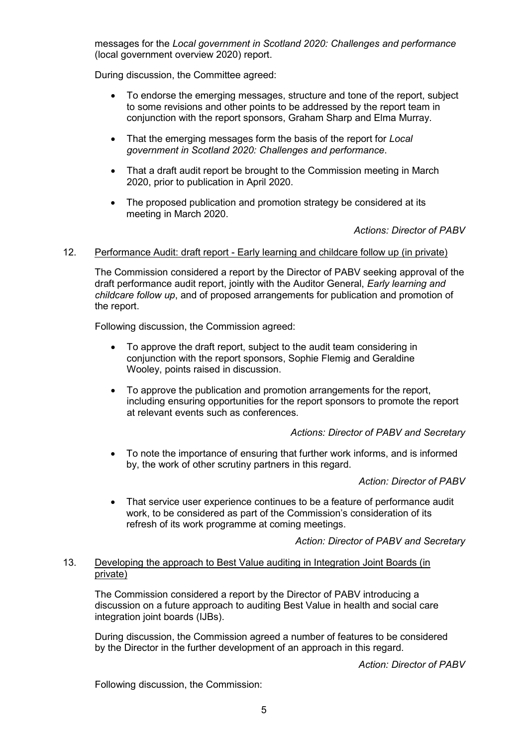messages for the *Local government in Scotland 2020: Challenges and performance* (local government overview 2020) report.

During discussion, the Committee agreed:

- To endorse the emerging messages, structure and tone of the report, subject to some revisions and other points to be addressed by the report team in conjunction with the report sponsors, Graham Sharp and Elma Murray.
- That the emerging messages form the basis of the report for *Local government in Scotland 2020: Challenges and performance*.
- That a draft audit report be brought to the Commission meeting in March 2020, prior to publication in April 2020.
- The proposed publication and promotion strategy be considered at its meeting in March 2020.

*Actions: Director of PABV*

12. Performance Audit: draft report - Early learning and childcare follow up (in private)

The Commission considered a report by the Director of PABV seeking approval of the draft performance audit report, jointly with the Auditor General, *Early learning and childcare follow up*, and of proposed arrangements for publication and promotion of the report.

Following discussion, the Commission agreed:

- To approve the draft report, subject to the audit team considering in conjunction with the report sponsors, Sophie Flemig and Geraldine Wooley, points raised in discussion.
- To approve the publication and promotion arrangements for the report, including ensuring opportunities for the report sponsors to promote the report at relevant events such as conferences.

*Actions: Director of PABV and Secretary*

- To note the importance of ensuring that further work informs, and is informed by, the work of other scrutiny partners in this regard.

*Action: Director of PABV*

- That service user experience continues to be a feature of performance audit work, to be considered as part of the Commission's consideration of its refresh of its work programme at coming meetings.

*Action: Director of PABV and Secretary*

13. Developing the approach to Best Value auditing in Integration Joint Boards (in private)

The Commission considered a report by the Director of PABV introducing a discussion on a future approach to auditing Best Value in health and social care integration joint boards (IJBs).

During discussion, the Commission agreed a number of features to be considered by the Director in the further development of an approach in this regard.

*Action: Director of PABV*

Following discussion, the Commission: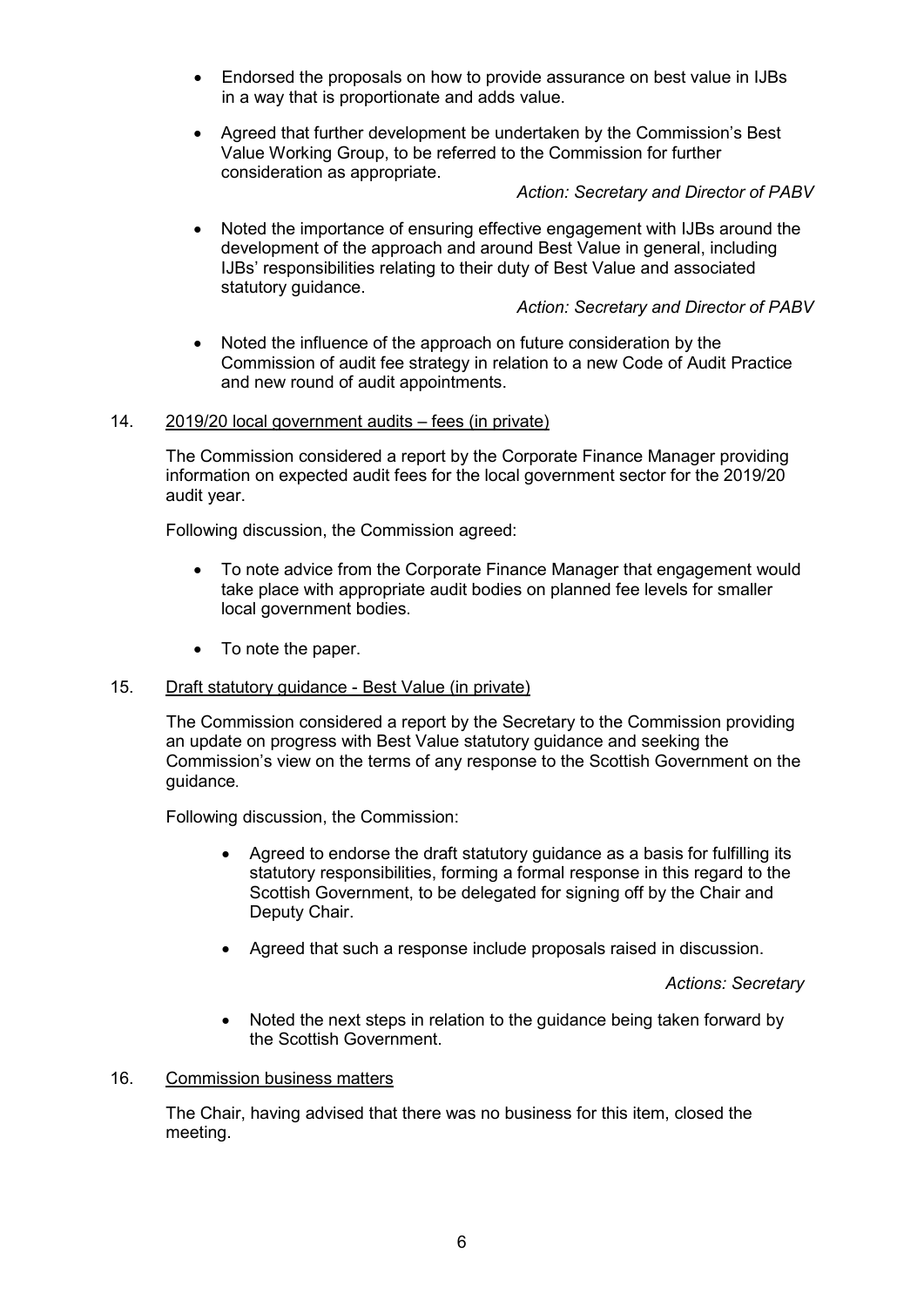- Endorsed the proposals on how to provide assurance on best value in IJBs in a way that is proportionate and adds value.
- Agreed that further development be undertaken by the Commission's Best Value Working Group, to be referred to the Commission for further consideration as appropriate.

*Action: Secretary and Director of PABV*

- Noted the importance of ensuring effective engagement with IJBs around the development of the approach and around Best Value in general, including IJBs' responsibilities relating to their duty of Best Value and associated statutory guidance.

*Action: Secretary and Director of PABV*

- Noted the influence of the approach on future consideration by the Commission of audit fee strategy in relation to a new Code of Audit Practice and new round of audit appointments.

14. <u>2019/20 local government audits – fees (in private)</u>

The Commission considered a report by the Corporate Finance Manager providing information on expected audit fees for the local government sector for the 2019/20 audit year.

Following discussion, the Commission agreed:

- To note advice from the Corporate Finance Manager that engagement would take place with appropriate audit bodies on planned fee levels for smaller local government bodies.
- To note the paper.

15. <u>Draft statutory guidance - Best Value (in private)</u>

The Commission considered a report by the Secretary to the Commission providing an update on progress with Best Value statutory guidance and seeking the Commission's view on the terms of any response to the Scottish Government on the guidance.

Following discussion, the Commission:

- Agreed to endorse the draft statutory guidance as a basis for fulfilling its statutory responsibilities, forming a formal response in this regard to the Scottish Government, to be delegated for signing off by the Chair and Deputy Chair.
- Agreed that such a response include proposals raised in discussion.

*Actions: Secretary*

- Noted the next steps in relation to the guidance being taken forward by the Scottish Government.

16. <u>Commission business matters</u>

The Chair, having advised that there was no business for this item, closed the meeting.